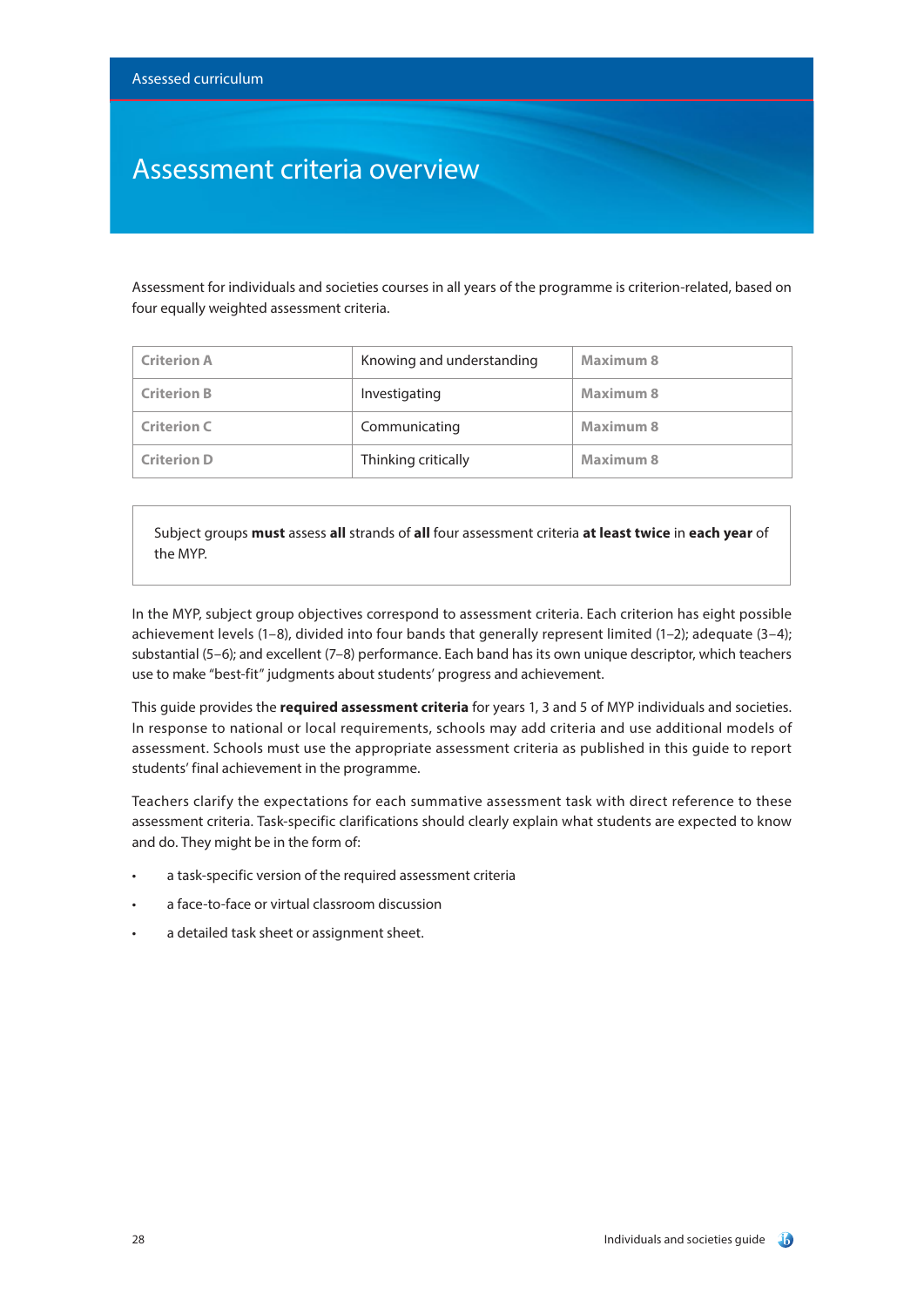# Assessment criteria overview

Assessment for individuals and societies courses in all years of the programme is criterion-related, based on four equally weighted assessment criteria.

| Criterion A | Knowing and understanding | Maximum 8 |
|---|---|---|
| Criterion B | Investigating | Maximum 8 |
| Criterion C | Communicating | Maximum 8 |
| Criterion D | Thinking critically | Maximum 8 |

> Subject groups **must** assess **all** strands of **all** four assessment criteria **at least twice** in **each year** of the MYP.

In the MYP, subject group objectives correspond to assessment criteria. Each criterion has eight possible achievement levels (1–8), divided into four bands that generally represent limited (1–2); adequate (3–4); substantial (5–6); and excellent (7–8) performance. Each band has its own unique descriptor, which teachers use to make "best-fit" judgments about students' progress and achievement.

This guide provides the **required assessment criteria** for years 1, 3 and 5 of MYP individuals and societies. In response to national or local requirements, schools may add criteria and use additional models of assessment. Schools must use the appropriate assessment criteria as published in this guide to report students' final achievement in the programme.

Teachers clarify the expectations for each summative assessment task with direct reference to these assessment criteria. Task-specific clarifications should clearly explain what students are expected to know and do. They might be in the form of:

- a task-specific version of the required assessment criteria
- a face-to-face or virtual classroom discussion
- a detailed task sheet or assignment sheet.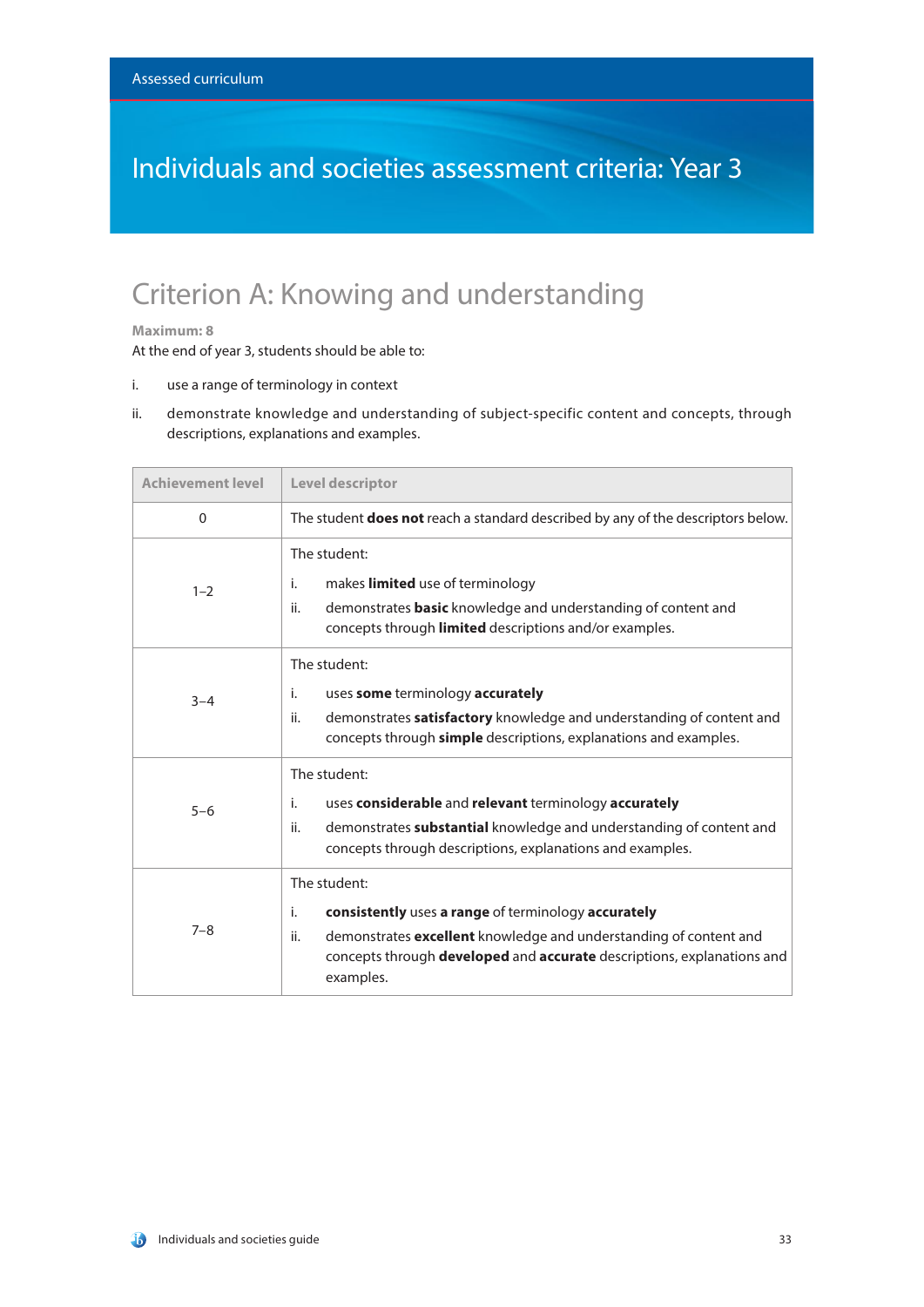Assessed curriculum

# Individuals and societies assessment criteria: Year 3

## Criterion A: Knowing and understanding

**Maximum: 8**

At the end of year 3, students should be able to:

i. use a range of terminology in context

ii. demonstrate knowledge and understanding of subject-specific content and concepts, through descriptions, explanations and examples.

| Achievement level | Level descriptor |
|---|---|
| 0 | The student **does not** reach a standard described by any of the descriptors below. |
| 1–2 | The student:<br>i. makes **limited** use of terminology<br>ii. demonstrates **basic** knowledge and understanding of content and concepts through **limited** descriptions and/or examples. |
| 3–4 | The student:<br>i. uses **some** terminology **accurately**<br>ii. demonstrates **satisfactory** knowledge and understanding of content and concepts through **simple** descriptions, explanations and examples. |
| 5–6 | The student:<br>i. uses **considerable** and **relevant** terminology **accurately**<br>ii. demonstrates **substantial** knowledge and understanding of content and concepts through descriptions, explanations and examples. |
| 7–8 | The student:<br>i. **consistently** uses **a range** of terminology **accurately**<br>ii. demonstrates **excellent** knowledge and understanding of content and concepts through **developed** and **accurate** descriptions, explanations and examples. |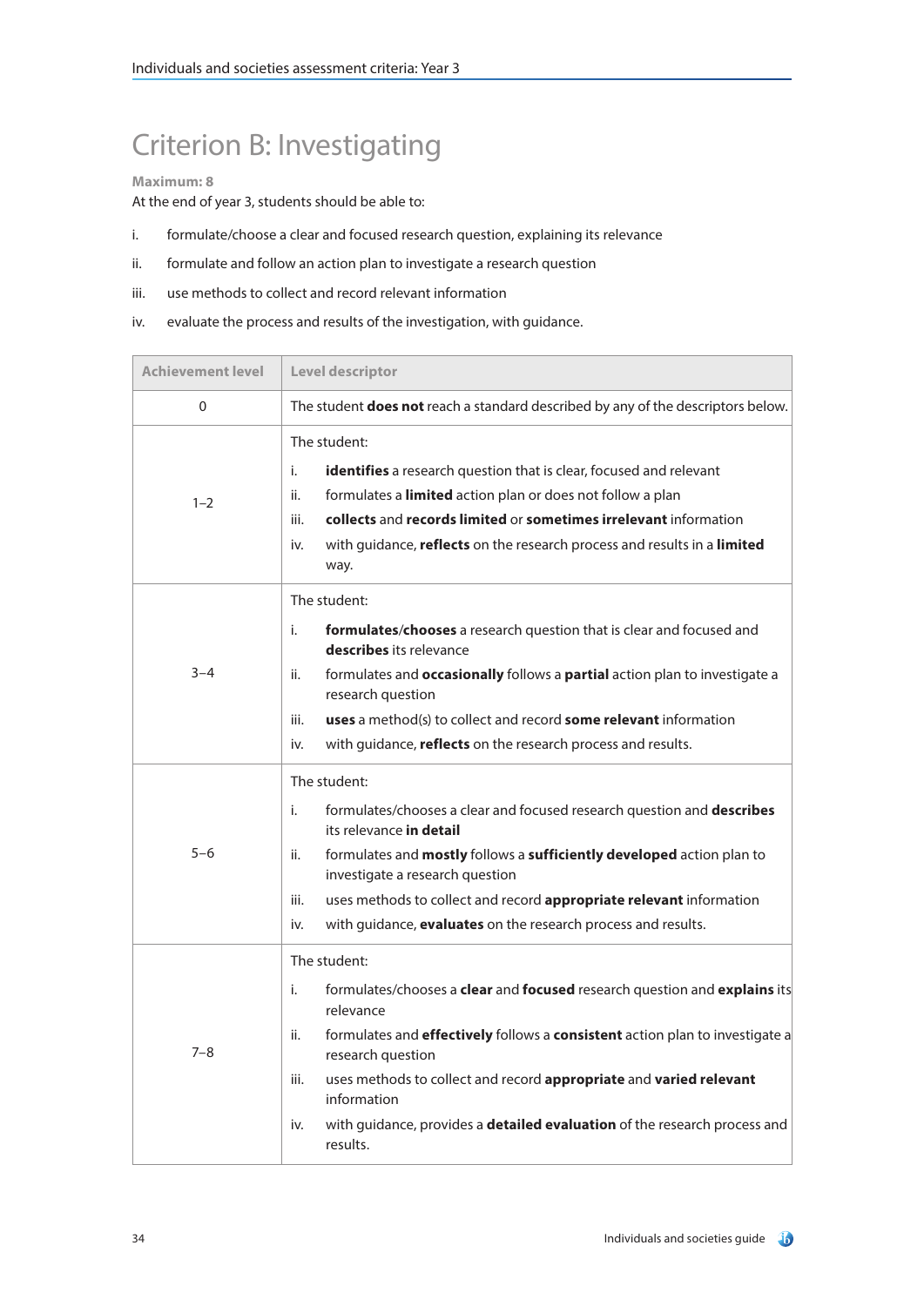# Criterion B: Investigating

**Maximum: 8**

At the end of year 3, students should be able to:

i. formulate/choose a clear and focused research question, explaining its relevance

ii. formulate and follow an action plan to investigate a research question

iii. use methods to collect and record relevant information

iv. evaluate the process and results of the investigation, with guidance.

| Achievement level | Level descriptor |
|---|---|
| 0 | The student **does not** reach a standard described by any of the descriptors below. |
| 1–2 | The student:<br>i. **identifies** a research question that is clear, focused and relevant<br>ii. formulates a **limited** action plan or does not follow a plan<br>iii. **collects** and **records limited** or **sometimes irrelevant** information<br>iv. with guidance, **reflects** on the research process and results in a **limited** way. |
| 3–4 | The student:<br>i. **formulates**/**chooses** a research question that is clear and focused and **describes** its relevance<br>ii. formulates and **occasionally** follows a **partial** action plan to investigate a research question<br>iii. **uses** a method(s) to collect and record **some relevant** information<br>iv. with guidance, **reflects** on the research process and results. |
| 5–6 | The student:<br>i. formulates/chooses a clear and focused research question and **describes** its relevance **in detail**<br>ii. formulates and **mostly** follows a **sufficiently developed** action plan to investigate a research question<br>iii. uses methods to collect and record **appropriate relevant** information<br>iv. with guidance, **evaluates** on the research process and results. |
| 7–8 | The student:<br>i. formulates/chooses a **clear** and **focused** research question and **explains** its relevance<br>ii. formulates and **effectively** follows a **consistent** action plan to investigate a research question<br>iii. uses methods to collect and record **appropriate** and **varied relevant** information<br>iv. with guidance, provides a **detailed evaluation** of the research process and results. |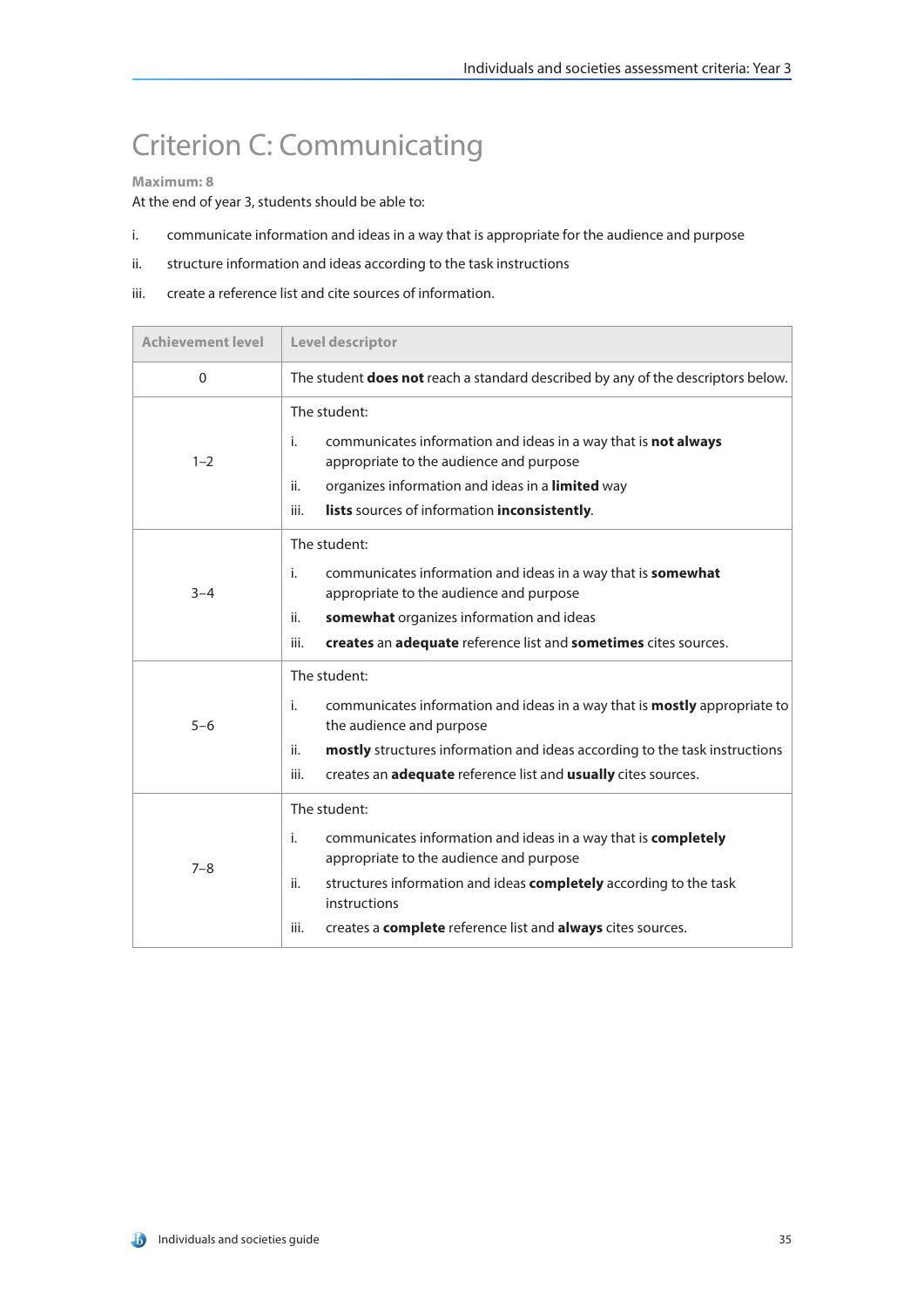# Criterion C: Communicating

**Maximum: 8**

At the end of year 3, students should be able to:

i. communicate information and ideas in a way that is appropriate for the audience and purpose

ii. structure information and ideas according to the task instructions

iii. create a reference list and cite sources of information.

| Achievement level | Level descriptor |
|---|---|
| 0 | The student **does not** reach a standard described by any of the descriptors below. |
| 1–2 | The student:<br>i. communicates information and ideas in a way that is **not always** appropriate to the audience and purpose<br>ii. organizes information and ideas in a **limited** way<br>iii. **lists** sources of information **inconsistently**. |
| 3–4 | The student:<br>i. communicates information and ideas in a way that is **somewhat** appropriate to the audience and purpose<br>ii. **somewhat** organizes information and ideas<br>iii. **creates** an **adequate** reference list and **sometimes** cites sources. |
| 5–6 | The student:<br>i. communicates information and ideas in a way that is **mostly** appropriate to the audience and purpose<br>ii. **mostly** structures information and ideas according to the task instructions<br>iii. creates an **adequate** reference list and **usually** cites sources. |
| 7–8 | The student:<br>i. communicates information and ideas in a way that is **completely** appropriate to the audience and purpose<br>ii. structures information and ideas **completely** according to the task instructions<br>iii. creates a **complete** reference list and **always** cites sources. |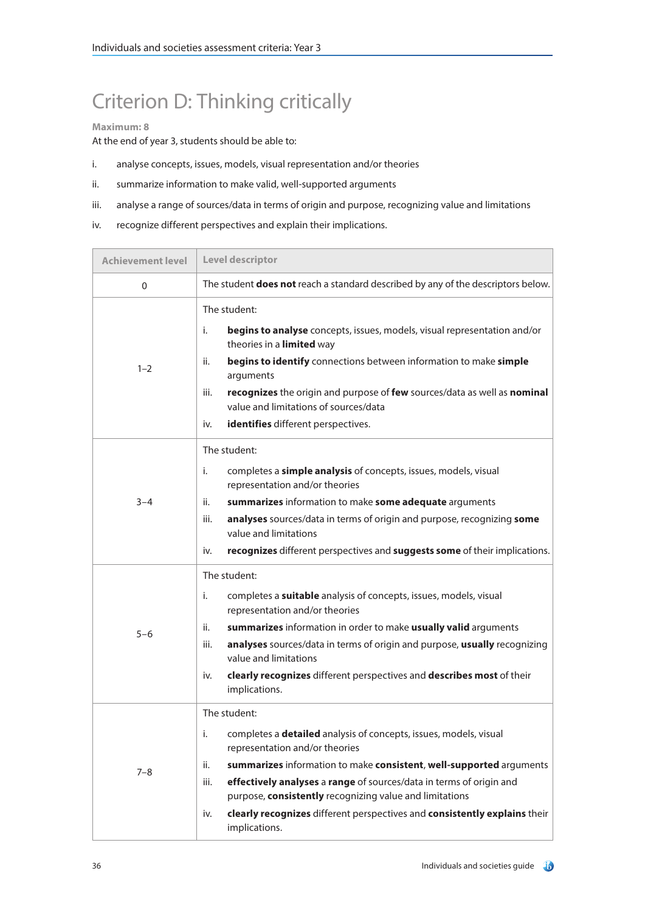# Criterion D: Thinking critically

**Maximum: 8**

At the end of year 3, students should be able to:

i. analyse concepts, issues, models, visual representation and/or theories

ii. summarize information to make valid, well-supported arguments

iii. analyse a range of sources/data in terms of origin and purpose, recognizing value and limitations

iv. recognize different perspectives and explain their implications.

| Achievement level | Level descriptor |
|---|---|
| 0 | The student **does not** reach a standard described by any of the descriptors below. |
| 1–2 | The student:<br>i. **begins to analyse** concepts, issues, models, visual representation and/or theories in a **limited** way<br>ii. **begins to identify** connections between information to make **simple** arguments<br>iii. **recognizes** the origin and purpose of **few** sources/data as well as **nominal** value and limitations of sources/data<br>iv. **identifies** different perspectives. |
| 3–4 | The student:<br>i. completes a **simple analysis** of concepts, issues, models, visual representation and/or theories<br>ii. **summarizes** information to make **some adequate** arguments<br>iii. **analyses** sources/data in terms of origin and purpose, recognizing **some** value and limitations<br>iv. **recognizes** different perspectives and **suggests some** of their implications. |
| 5–6 | The student:<br>i. completes a **suitable** analysis of concepts, issues, models, visual representation and/or theories<br>ii. **summarizes** information in order to make **usually valid** arguments<br>iii. **analyses** sources/data in terms of origin and purpose, **usually** recognizing value and limitations<br>iv. **clearly recognizes** different perspectives and **describes most** of their implications. |
| 7–8 | The student:<br>i. completes a **detailed** analysis of concepts, issues, models, visual representation and/or theories<br>ii. **summarizes** information to make **consistent**, **well-supported** arguments<br>iii. **effectively analyses** a **range** of sources/data in terms of origin and purpose, **consistently** recognizing value and limitations<br>iv. **clearly recognizes** different perspectives and **consistently explains** their implications. |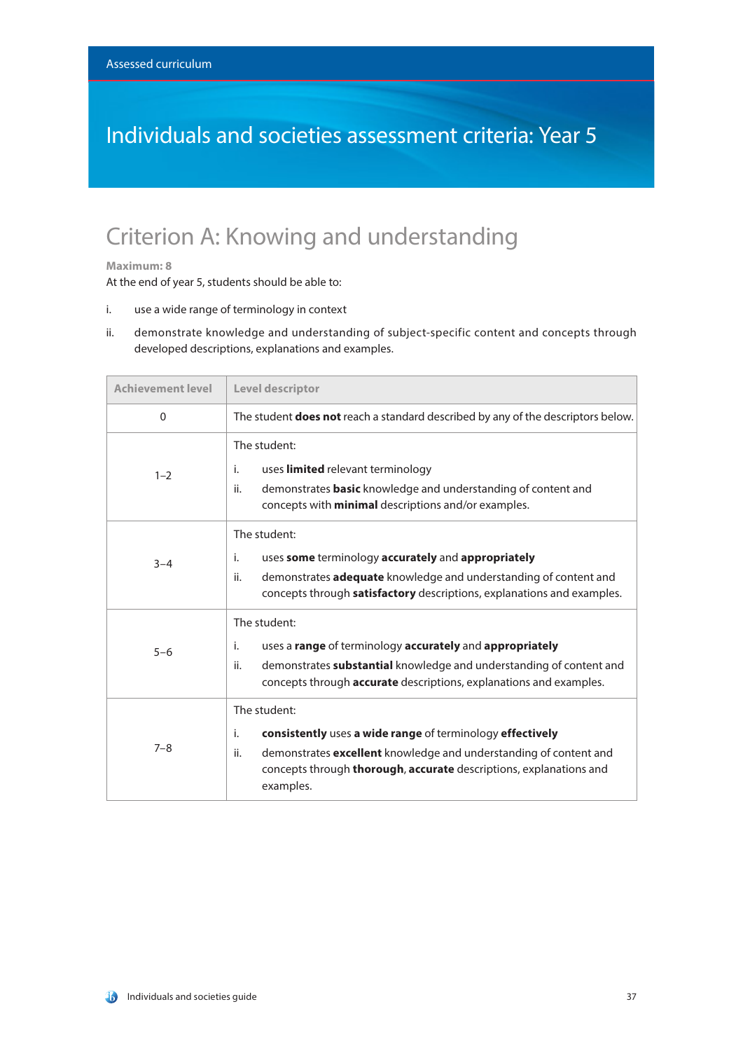# Individuals and societies assessment criteria: Year 5

## Criterion A: Knowing and understanding

**Maximum: 8**

At the end of year 5, students should be able to:

i. use a wide range of terminology in context

ii. demonstrate knowledge and understanding of subject-specific content and concepts through developed descriptions, explanations and examples.

| Achievement level | Level descriptor |
|---|---|
| 0 | The student **does not** reach a standard described by any of the descriptors below. |
| 1–2 | The student:<br>i. uses **limited** relevant terminology<br>ii. demonstrates **basic** knowledge and understanding of content and concepts with **minimal** descriptions and/or examples. |
| 3–4 | The student:<br>i. uses **some** terminology **accurately** and **appropriately**<br>ii. demonstrates **adequate** knowledge and understanding of content and concepts through **satisfactory** descriptions, explanations and examples. |
| 5–6 | The student:<br>i. uses a **range** of terminology **accurately** and **appropriately**<br>ii. demonstrates **substantial** knowledge and understanding of content and concepts through **accurate** descriptions, explanations and examples. |
| 7–8 | The student:<br>i. **consistently** uses **a wide range** of terminology **effectively**<br>ii. demonstrates **excellent** knowledge and understanding of content and concepts through **thorough**, **accurate** descriptions, explanations and examples. |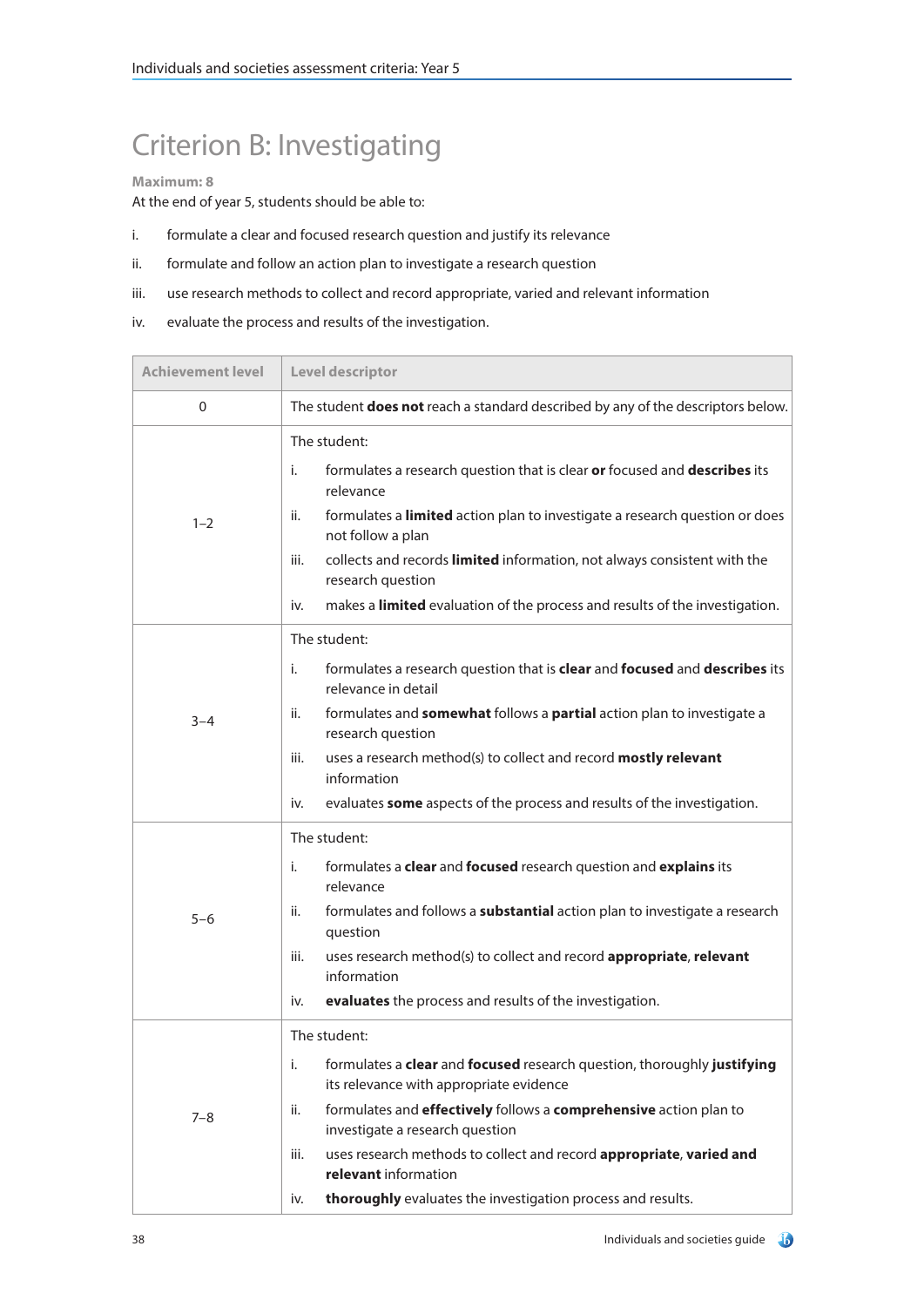# Criterion B: Investigating

**Maximum: 8**

At the end of year 5, students should be able to:

i. formulate a clear and focused research question and justify its relevance

ii. formulate and follow an action plan to investigate a research question

iii. use research methods to collect and record appropriate, varied and relevant information

iv. evaluate the process and results of the investigation.

| Achievement level | Level descriptor |
|---|---|
| 0 | The student **does not** reach a standard described by any of the descriptors below. |
| 1–2 | The student:<br>i. formulates a research question that is clear **or** focused and **describes** its relevance<br>ii. formulates a **limited** action plan to investigate a research question or does not follow a plan<br>iii. collects and records **limited** information, not always consistent with the research question<br>iv. makes a **limited** evaluation of the process and results of the investigation. |
| 3–4 | The student:<br>i. formulates a research question that is **clear** and **focused** and **describes** its relevance in detail<br>ii. formulates and **somewhat** follows a **partial** action plan to investigate a research question<br>iii. uses a research method(s) to collect and record **mostly relevant** information<br>iv. evaluates **some** aspects of the process and results of the investigation. |
| 5–6 | The student:<br>i. formulates a **clear** and **focused** research question and **explains** its relevance<br>ii. formulates and follows a **substantial** action plan to investigate a research question<br>iii. uses research method(s) to collect and record **appropriate**, **relevant** information<br>iv. **evaluates** the process and results of the investigation. |
| 7–8 | The student:<br>i. formulates a **clear** and **focused** research question, thoroughly **justifying** its relevance with appropriate evidence<br>ii. formulates and **effectively** follows a **comprehensive** action plan to investigate a research question<br>iii. uses research methods to collect and record **appropriate**, **varied and relevant** information<br>iv. **thoroughly** evaluates the investigation process and results. |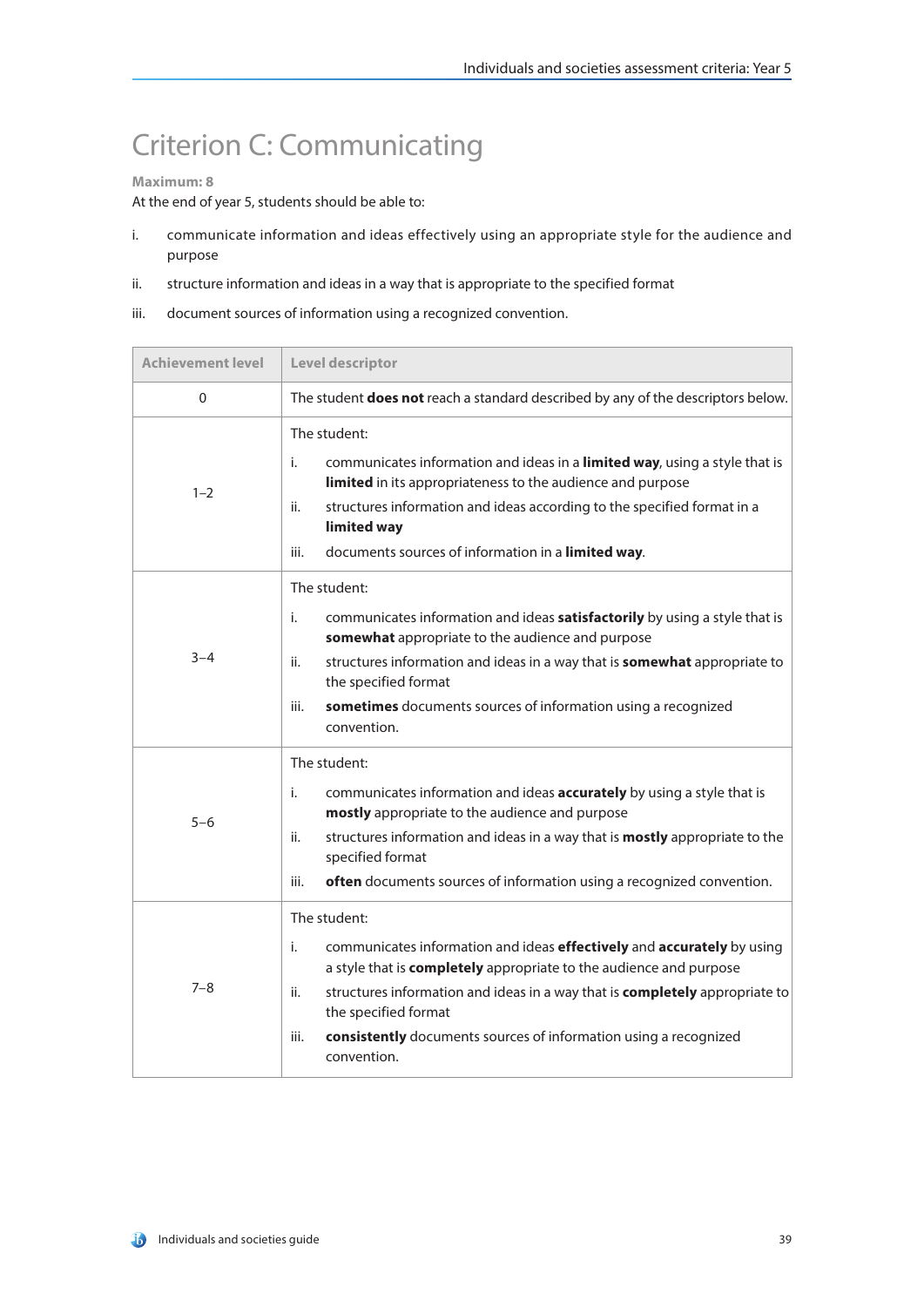# Criterion C: Communicating

**Maximum: 8**

At the end of year 5, students should be able to:

i. communicate information and ideas effectively using an appropriate style for the audience and purpose

ii. structure information and ideas in a way that is appropriate to the specified format

iii. document sources of information using a recognized convention.

| Achievement level | Level descriptor |
|---|---|
| 0 | The student **does not** reach a standard described by any of the descriptors below. |
| 1–2 | The student:<br>i. communicates information and ideas in a **limited way**, using a style that is **limited** in its appropriateness to the audience and purpose<br>ii. structures information and ideas according to the specified format in a **limited way**<br>iii. documents sources of information in a **limited way**. |
| 3–4 | The student:<br>i. communicates information and ideas **satisfactorily** by using a style that is **somewhat** appropriate to the audience and purpose<br>ii. structures information and ideas in a way that is **somewhat** appropriate to the specified format<br>iii. **sometimes** documents sources of information using a recognized convention. |
| 5–6 | The student:<br>i. communicates information and ideas **accurately** by using a style that is **mostly** appropriate to the audience and purpose<br>ii. structures information and ideas in a way that is **mostly** appropriate to the specified format<br>iii. **often** documents sources of information using a recognized convention. |
| 7–8 | The student:<br>i. communicates information and ideas **effectively** and **accurately** by using a style that is **completely** appropriate to the audience and purpose<br>ii. structures information and ideas in a way that is **completely** appropriate to the specified format<br>iii. **consistently** documents sources of information using a recognized convention. |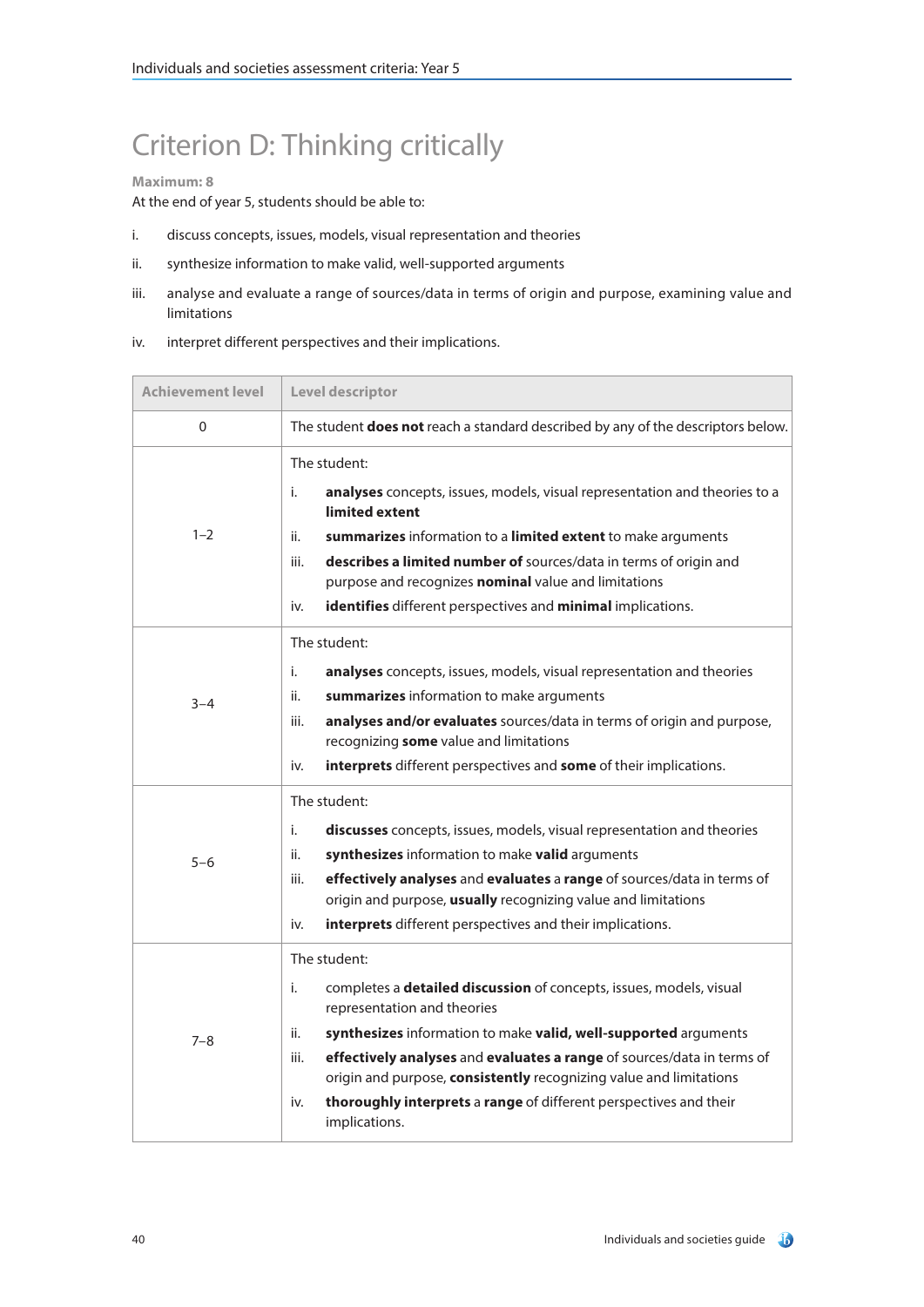# Criterion D: Thinking critically

**Maximum: 8**

At the end of year 5, students should be able to:

i. discuss concepts, issues, models, visual representation and theories

ii. synthesize information to make valid, well-supported arguments

iii. analyse and evaluate a range of sources/data in terms of origin and purpose, examining value and limitations

iv. interpret different perspectives and their implications.

| Achievement level | Level descriptor |
|---|---|
| 0 | The student **does not** reach a standard described by any of the descriptors below. |
| 1–2 | The student:<br>i. **analyses** concepts, issues, models, visual representation and theories to a **limited extent**<br>ii. **summarizes** information to a **limited extent** to make arguments<br>iii. **describes a limited number of** sources/data in terms of origin and purpose and recognizes **nominal** value and limitations<br>iv. **identifies** different perspectives and **minimal** implications. |
| 3–4 | The student:<br>i. **analyses** concepts, issues, models, visual representation and theories<br>ii. **summarizes** information to make arguments<br>iii. **analyses and/or evaluates** sources/data in terms of origin and purpose, recognizing **some** value and limitations<br>iv. **interprets** different perspectives and **some** of their implications. |
| 5–6 | The student:<br>i. **discusses** concepts, issues, models, visual representation and theories<br>ii. **synthesizes** information to make **valid** arguments<br>iii. **effectively analyses** and **evaluates** a **range** of sources/data in terms of origin and purpose, **usually** recognizing value and limitations<br>iv. **interprets** different perspectives and their implications. |
| 7–8 | The student:<br>i. completes a **detailed discussion** of concepts, issues, models, visual representation and theories<br>ii. **synthesizes** information to make **valid, well-supported** arguments<br>iii. **effectively analyses** and **evaluates a range** of sources/data in terms of origin and purpose, **consistently** recognizing value and limitations<br>iv. **thoroughly interprets** a **range** of different perspectives and their implications. |